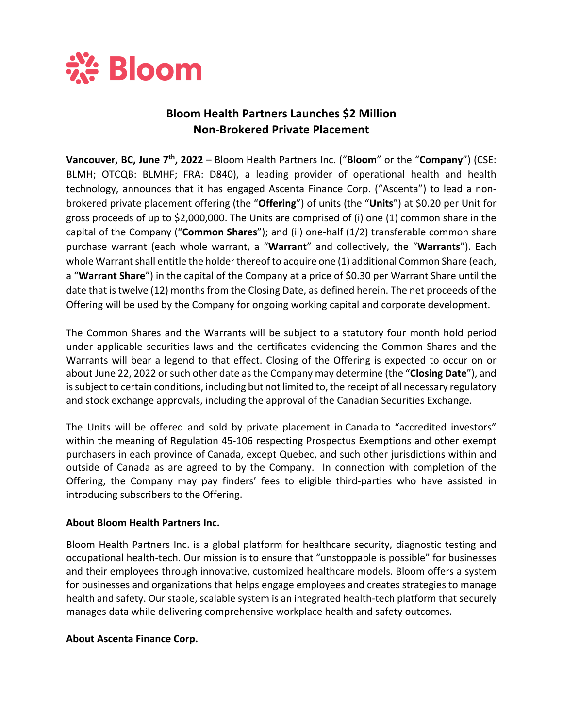Bloom

# Bloom Health Partners Launches $2 Million Non-Brokered Private Placement

**Vancouver, BC, June 7th, 2022** – Bloom Health Partners Inc. ("**Bloom**" or the "**Company**") (CSE: BLMH; OTCQB: BLMHF; FRA: D840), a leading provider of operational health and health technology, announces that it has engaged Ascenta Finance Corp. ("Ascenta") to lead a non-brokered private placement offering (the "**Offering**") of units (the "**Units**") at $0.20 per Unit for gross proceeds of up to $2,000,000. The Units are comprised of (i) one (1) common share in the capital of the Company ("**Common Shares**"); and (ii) one-half (1/2) transferable common share purchase warrant (each whole warrant, a "**Warrant**" and collectively, the "**Warrants**"). Each whole Warrant shall entitle the holder thereof to acquire one (1) additional Common Share (each, a "**Warrant Share**") in the capital of the Company at a price of $0.30 per Warrant Share until the date that is twelve (12) months from the Closing Date, as defined herein. The net proceeds of the Offering will be used by the Company for ongoing working capital and corporate development.

The Common Shares and the Warrants will be subject to a statutory four month hold period under applicable securities laws and the certificates evidencing the Common Shares and the Warrants will bear a legend to that effect. Closing of the Offering is expected to occur on or about June 22, 2022 or such other date as the Company may determine (the "**Closing Date**"), and is subject to certain conditions, including but not limited to, the receipt of all necessary regulatory and stock exchange approvals, including the approval of the Canadian Securities Exchange.

The Units will be offered and sold by private placement in Canada to "accredited investors" within the meaning of Regulation 45-106 respecting Prospectus Exemptions and other exempt purchasers in each province of Canada, except Quebec, and such other jurisdictions within and outside of Canada as are agreed to by the Company. In connection with completion of the Offering, the Company may pay finders' fees to eligible third-parties who have assisted in introducing subscribers to the Offering.

**About Bloom Health Partners Inc.**

Bloom Health Partners Inc. is a global platform for healthcare security, diagnostic testing and occupational health-tech. Our mission is to ensure that "unstoppable is possible" for businesses and their employees through innovative, customized healthcare models. Bloom offers a system for businesses and organizations that helps engage employees and creates strategies to manage health and safety. Our stable, scalable system is an integrated health-tech platform that securely manages data while delivering comprehensive workplace health and safety outcomes.

**About Ascenta Finance Corp.**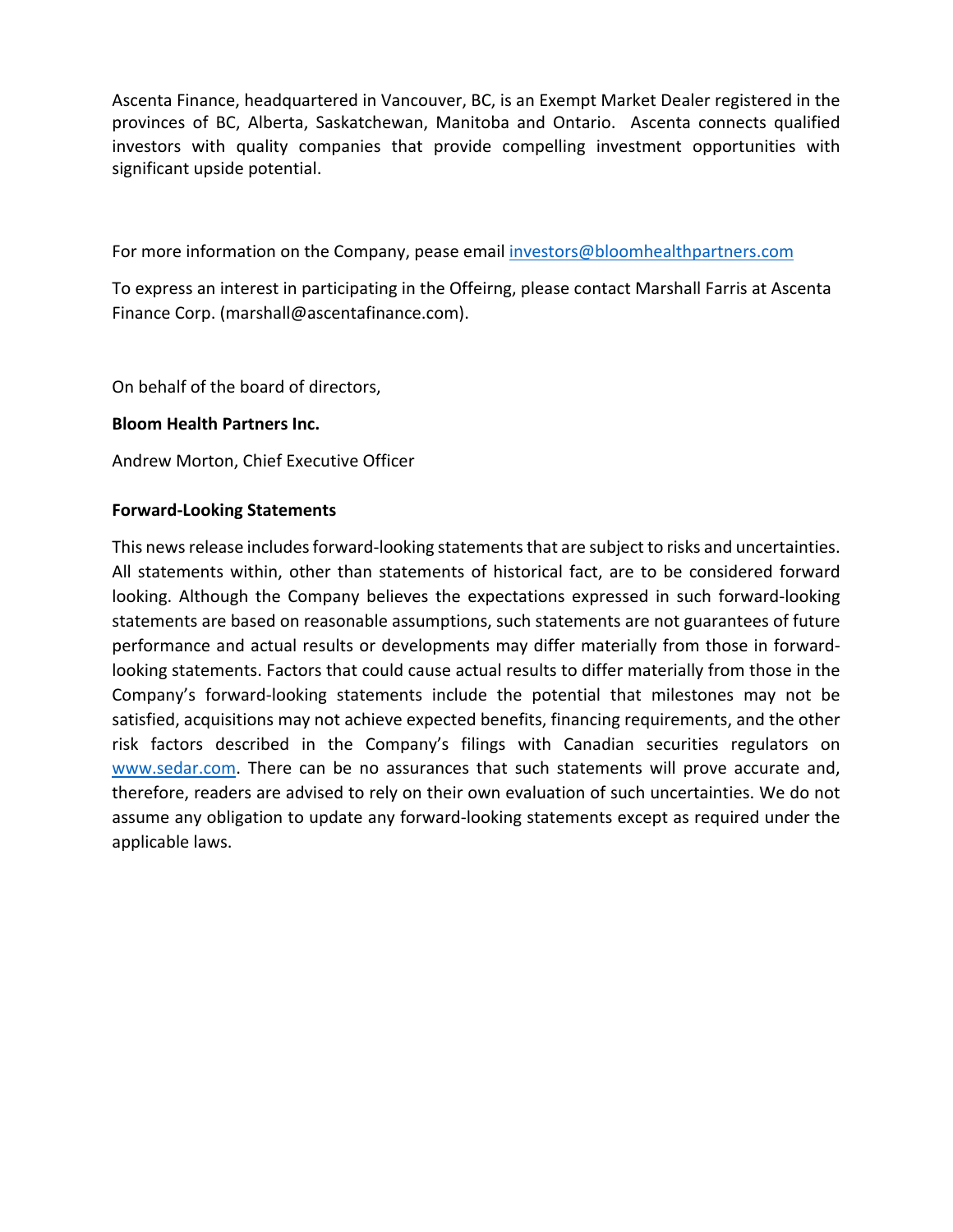Ascenta Finance, headquartered in Vancouver, BC, is an Exempt Market Dealer registered in the provinces of BC, Alberta, Saskatchewan, Manitoba and Ontario. Ascenta connects qualified investors with quality companies that provide compelling investment opportunities with significant upside potential.

For more information on the Company, pease email investors@bloomhealthpartners.com

To express an interest in participating in the Offeirng, please contact Marshall Farris at Ascenta Finance Corp. (marshall@ascentafinance.com).

On behalf of the board of directors,

**Bloom Health Partners Inc.**

Andrew Morton, Chief Executive Officer

**Forward-Looking Statements**

This news release includes forward-looking statements that are subject to risks and uncertainties. All statements within, other than statements of historical fact, are to be considered forward looking. Although the Company believes the expectations expressed in such forward-looking statements are based on reasonable assumptions, such statements are not guarantees of future performance and actual results or developments may differ materially from those in forward-looking statements. Factors that could cause actual results to differ materially from those in the Company's forward-looking statements include the potential that milestones may not be satisfied, acquisitions may not achieve expected benefits, financing requirements, and the other risk factors described in the Company's filings with Canadian securities regulators on www.sedar.com. There can be no assurances that such statements will prove accurate and, therefore, readers are advised to rely on their own evaluation of such uncertainties. We do not assume any obligation to update any forward-looking statements except as required under the applicable laws.